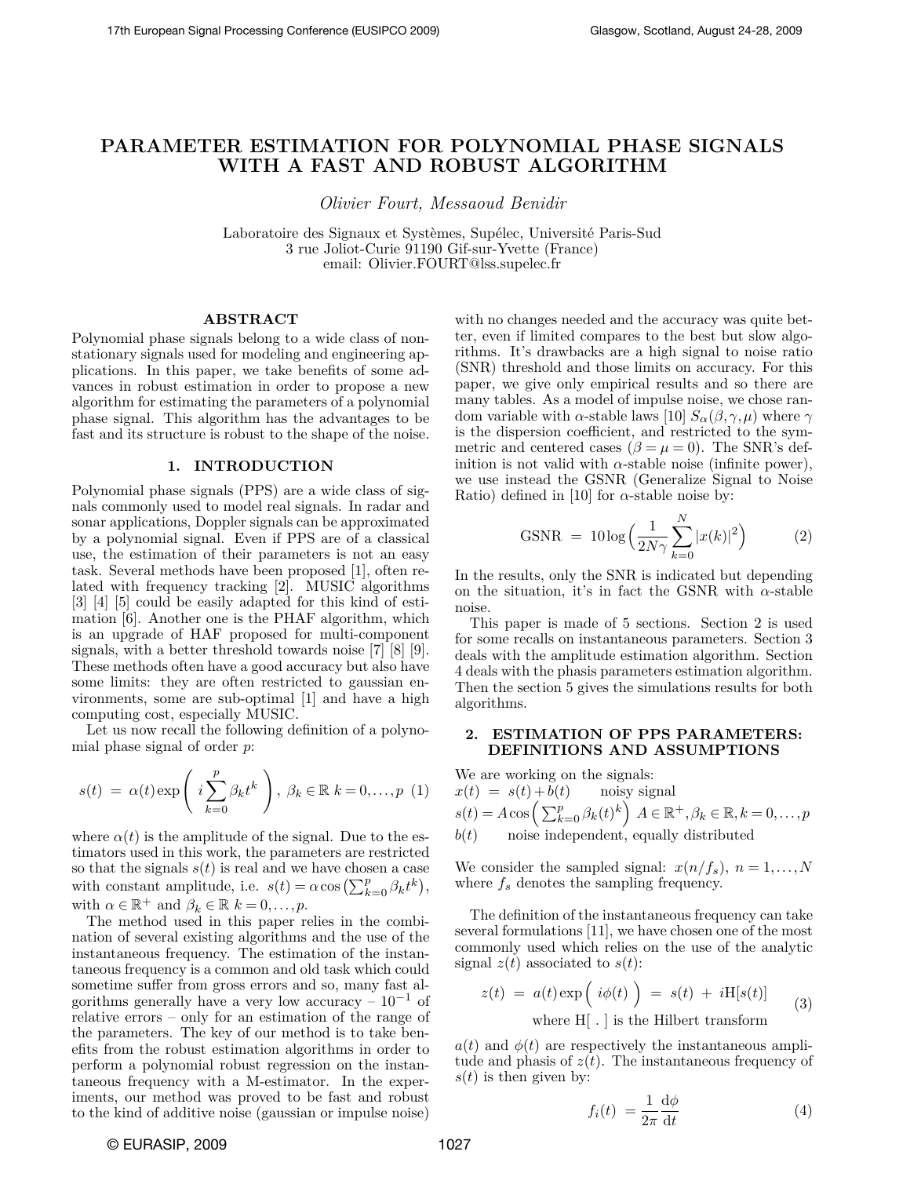# PARAMETER ESTIMATION FOR POLYNOMIAL PHASE SIGNALS WITH A FAST AND ROBUST ALGORITHM

*Olivier Fourt, Messaoud Benidir*

Laboratoire des Signaux et Systèmes, Supélec, Université Paris-Sud
3 rue Joliot-Curie 91190 Gif-sur-Yvette (France)
email: Olivier.FOURT@lss.supelec.fr

## ABSTRACT

Polynomial phase signals belong to a wide class of non-stationary signals used for modeling and engineering applications. In this paper, we take benefits of some advances in robust estimation in order to propose a new algorithm for estimating the parameters of a polynomial phase signal. This algorithm has the advantages to be fast and its structure is robust to the shape of the noise.

## 1. INTRODUCTION

Polynomial phase signals (PPS) are a wide class of signals commonly used to model real signals. In radar and sonar applications, Doppler signals can be approximated by a polynomial signal. Even if PPS are of a classical use, the estimation of their parameters is not an easy task. Several methods have been proposed [1], often related with frequency tracking [2]. MUSIC algorithms [3] [4] [5] could be easily adapted for this kind of estimation [6]. Another one is the PHAF algorithm, which is an upgrade of HAF proposed for multi-component signals, with a better threshold towards noise [7] [8] [9]. These methods often have a good accuracy but also have some limits: they are often restricted to gaussian environments, some are sub-optimal [1] and have a high computing cost, especially MUSIC.

Let us now recall the following definition of a polynomial phase signal of order $p$:

$$s(t) \; = \; \alpha(t) \exp\left( i \sum_{k=0}^{p} \beta_k t^k \right), \; \beta_k \in \mathbb{R} \; k = 0, \ldots, p \quad (1)$$

where $\alpha(t)$ is the amplitude of the signal. Due to the estimators used in this work, the parameters are restricted so that the signals $s(t)$ is real and we have chosen a case with constant amplitude, i.e. $s(t) = \alpha \cos\left(\sum_{k=0}^{p} \beta_k t^k\right)$, with $\alpha \in \mathbb{R}^+$ and $\beta_k \in \mathbb{R} \; k = 0, \ldots, p$.

The method used in this paper relies in the combination of several existing algorithms and the use of the instantaneous frequency. The estimation of the instantaneous frequency is a common and old task which could sometime suffer from gross errors and so, many fast algorithms generally have a very low accuracy – $10^{-1}$ of relative errors – only for an estimation of the range of the parameters. The key of our method is to take benefits from the robust estimation algorithms in order to perform a polynomial robust regression on the instantaneous frequency with a M-estimator. In the experiments, our method was proved to be fast and robust to the kind of additive noise (gaussian or impulse noise) with no changes needed and the accuracy was quite better, even if limited compares to the best but slow algorithms. It's drawbacks are a high signal to noise ratio (SNR) threshold and those limits on accuracy. For this paper, we give only empirical results and so there are many tables. As a model of impulse noise, we chose random variable with $\alpha$-stable laws [10] $S_\alpha(\beta, \gamma, \mu)$ where $\gamma$ is the dispersion coefficient, and restricted to the symmetric and centered cases ($\beta = \mu = 0$). The SNR's definition is not valid with $\alpha$-stable noise (infinite power), we use instead the GSNR (Generalize Signal to Noise Ratio) defined in [10] for $\alpha$-stable noise by:

$$\text{GSNR} \; = \; 10 \log\left( \frac{1}{2N\gamma} \sum_{k=0}^{N} |x(k)|^2 \right) \quad (2)$$

In the results, only the SNR is indicated but depending on the situation, it's in fact the GSNR with $\alpha$-stable noise.

This paper is made of 5 sections. Section 2 is used for some recalls on instantaneous parameters. Section 3 deals with the amplitude estimation algorithm. Section 4 deals with the phasis parameters estimation algorithm. Then the section 5 gives the simulations results for both algorithms.

## 2. ESTIMATION OF PPS PARAMETERS: DEFINITIONS AND ASSUMPTIONS

We are working on the signals:

$x(t) \; = \; s(t) + b(t)$ noisy signal

$s(t) = A \cos\left( \sum_{k=0}^{p} \beta_k (t)^k \right)$ $A \in \mathbb{R}^+, \beta_k \in \mathbb{R}, k = 0, \ldots, p$

$b(t)$ noise independent, equally distributed

We consider the sampled signal: $x(n/f_s)$, $n = 1, \ldots, N$ where $f_s$ denotes the sampling frequency.

The definition of the instantaneous frequency can take several formulations [11], we have chosen one of the most commonly used which relies on the use of the analytic signal $z(t)$ associated to $s(t)$:

$$z(t) \; = \; a(t) \exp\Big( \; i\phi(t) \; \Big) \; = \; s(t) \; + \; i\text{H}[s(t)] \quad (3)$$

where $\text{H}[\;.\;]$ is the Hilbert transform

$a(t)$ and $\phi(t)$ are respectively the instantaneous amplitude and phase of $z(t)$. The instantaneous frequency of $s(t)$ is then given by:

$$f_i(t) \; = \frac{1}{2\pi} \frac{\text{d}\phi}{\text{d}t} \quad (4)$$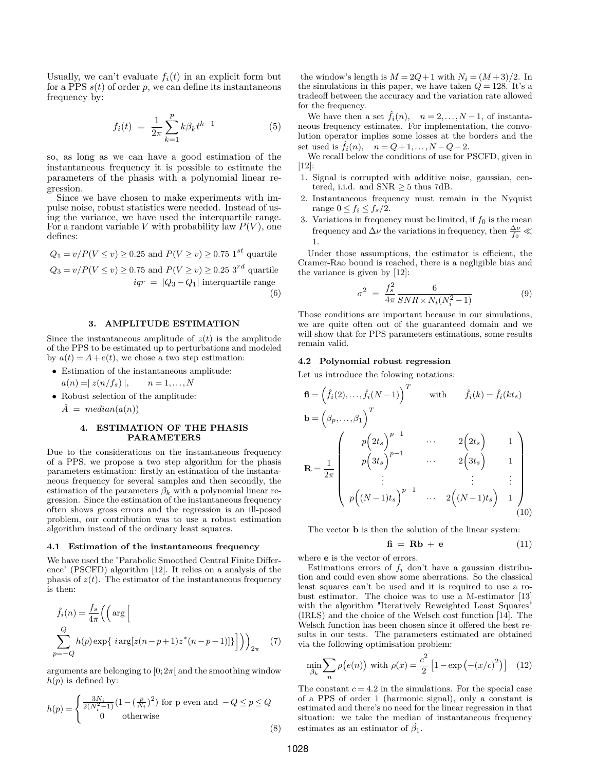Usually, we can't evaluate $f_i(t)$ in an explicit form but for a PPS $s(t)$ of order $p$, we can define its instantaneous frequency by:

$$f_i(t) \ = \ \frac{1}{2\pi}\sum_{k=1}^{p} k\beta_k t^{k-1} \tag{5}$$

so, as long as we can have a good estimation of the instantaneous frequency it is possible to estimate the parameters of the phasis with a polynomial linear regression.

Since we have chosen to make experiments with impulse noise, robust statistics were needed. Instead of using the variance, we have used the interquartile range. For a random variable $V$ with probability law $P(V)$, one defines:

$$\begin{aligned} Q_1 &= v / P(V \leq v) \geq 0.25 \text{ and } P(V \geq v) \geq 0.75 \ 1^{st} \text{ quartile} \\ Q_3 &= v / P(V \leq v) \geq 0.75 \text{ and } P(V \geq v) \geq 0.25 \ 3^{rd} \text{ quartile} \\ iqr &= |Q_3 - Q_1| \text{ interquartile range} \end{aligned} \tag{6}$$

## 3. AMPLITUDE ESTIMATION

Since the instantaneous amplitude of $z(t)$ is the amplitude of the PPS to be estimated up to perturbations and modeled by $a(t) = A + e(t)$, we chose a two step estimation:

- Estimation of the instantaneous amplitude:
  $a(n) = | \, z(n/f_s) \, |, \qquad n = 1, \ldots, N$
- Robust selection of the amplitude:
  $\hat{A} \ = \ median(a(n))$

## 4. ESTIMATION OF THE PHASIS PARAMETERS

Due to the considerations on the instantaneous frequency of a PPS, we propose a two step algorithm for the phasis parameters estimation: firstly an estimation of the instantaneous frequency for several samples and then secondly, the estimation of the parameters $\beta_k$ with a polynomial linear regression. Since the estimation of the instantaneous frequency often shows gross errors and the regression is an ill-posed problem, our contribution was to use a robust estimation algorithm instead of the ordinary least squares.

### 4.1 Estimation of the instantaneous frequency

We have used the "Parabolic Smoothed Central Finite Difference" (PSCFD) algorithm [12]. It relies on a analysis of the phasis of $z(t)$. The estimator of the instantaneous frequency is then:

$$\hat{f}_i(n) = \frac{f_s}{4\pi}\Bigg(\Bigg(\arg\Bigg[ \sum_{p=-Q}^{Q} h(p)\exp\{\ i\arg[z(n-p+1)z^*(n-p-1)]\}\Bigg]\Bigg)\Bigg)_{2\pi} \tag{7}$$

arguments are belonging to $[0; 2\pi[$ and the smoothing window $h(p)$ is defined by:

$$h(p) = \begin{cases} \frac{3N_i}{2(N_i^2-1)}(1-(\frac{p}{N_i})^2) & \text{for p even and } -Q \leq p \leq Q \\ 0 & \text{otherwise} \end{cases} \tag{8}$$

the window's length is $M = 2Q+1$ with $N_i = (M+3)/2$. In the simulations in this paper, we have taken $Q = 128$. It's a tradeoff between the accuracy and the variation rate allowed for the frequency.

We have then a set $\hat{f}_i(n), \quad n = 2, \ldots, N-1$, of instantaneous frequency estimates. For implementation, the convolution operator implies some losses at the borders and the set used is $\hat{f}_i(n), \quad n = Q+1, \ldots, N-Q-2$.

We recall below the conditions of use for PSCFD, given in [12]:

1. Signal is corrupted with additive noise, gaussian, centered, i.i.d. and SNR $\geq 5$ thus 7dB.
2. Instantaneous frequency must remain in the Nyquist range $0 \leq f_i \leq f_s/2$.
3. Variations in frequency must be limited, if $f_0$ is the mean frequency and $\Delta\nu$ the variations in frequency, then $\frac{\Delta\nu}{f_0} \ll 1$.

Under those assumptions, the estimator is efficient, the Cramer-Rao bound is reached, there is a negligible bias and the variance is given by [12]:

$$\sigma^2 \ = \ \frac{f_s^2}{4\pi}\frac{6}{SNR \times N_i(N_i^2-1)} \tag{9}$$

Those conditions are important because in our simulations, we are quite often out of the guaranteed domain and we will show that for PPS parameters estimations, some results remain valid.

### 4.2 Polynomial robust regression

Let us introduce the folowing notations:

$$\mathbf{fi} = \Big(\hat{f}_i(2), \ldots, \hat{f}_i(N-1)\Big)^T \qquad \text{with} \qquad \hat{f}_i(k) = \hat{f}_i(kt_s)$$

$$\mathbf{b} = \Big(\beta_p, \ldots, \beta_1\Big)^T$$

$$\mathbf{R} = \frac{1}{2\pi}\begin{pmatrix} p\Big(2t_s\Big)^{p-1} & \cdots & 2\Big(2t_s\Big) & 1 \\ p\Big(3t_s\Big)^{p-1} & \cdots & 2\Big(3t_s\Big) & 1 \\ \vdots & & \vdots & \vdots \\ p\Big((N-1)t_s\Big)^{p-1} & \cdots & 2\Big((N-1)t_s\Big) & 1 \end{pmatrix} \tag{10}$$

The vector $\mathbf{b}$ is then the solution of the linear system:

$$\mathbf{fi} \ = \ \mathbf{R}\mathbf{b} \ + \ \mathbf{e} \tag{11}$$

where $\mathbf{e}$ is the vector of errors.

Estimations errors of $f_i$ don't have a gaussian distribution and could even show some aberrations. So the classical least squares can't be used and it is required to use a robust estimator. The choice was to use a M-estimator [13] with the algorithm "Iteratively Reweighted Least Squares" (IRLS) and the choice of the Welsch cost function [14]. The Welsch function has been chosen since it offered the best results in our tests. The parameters estimated are obtained via the following optimisation problem:

$$\min_{\beta_k}\sum_n \rho\Big(e(n)\Big) \text{ with } \rho(x) = \frac{c^2}{2}\left[1 - \exp\Big(-(x/c)^2\Big)\right] \tag{12}$$

The constant $c = 4.2$ in the simulations. For the special case of a PPS of order 1 (harmonic signal), only a constant is estimated and there's no need for the linear regression in that situation: we take the median of instantaneous frequency estimates as an estimator of $\hat{\beta}_1$.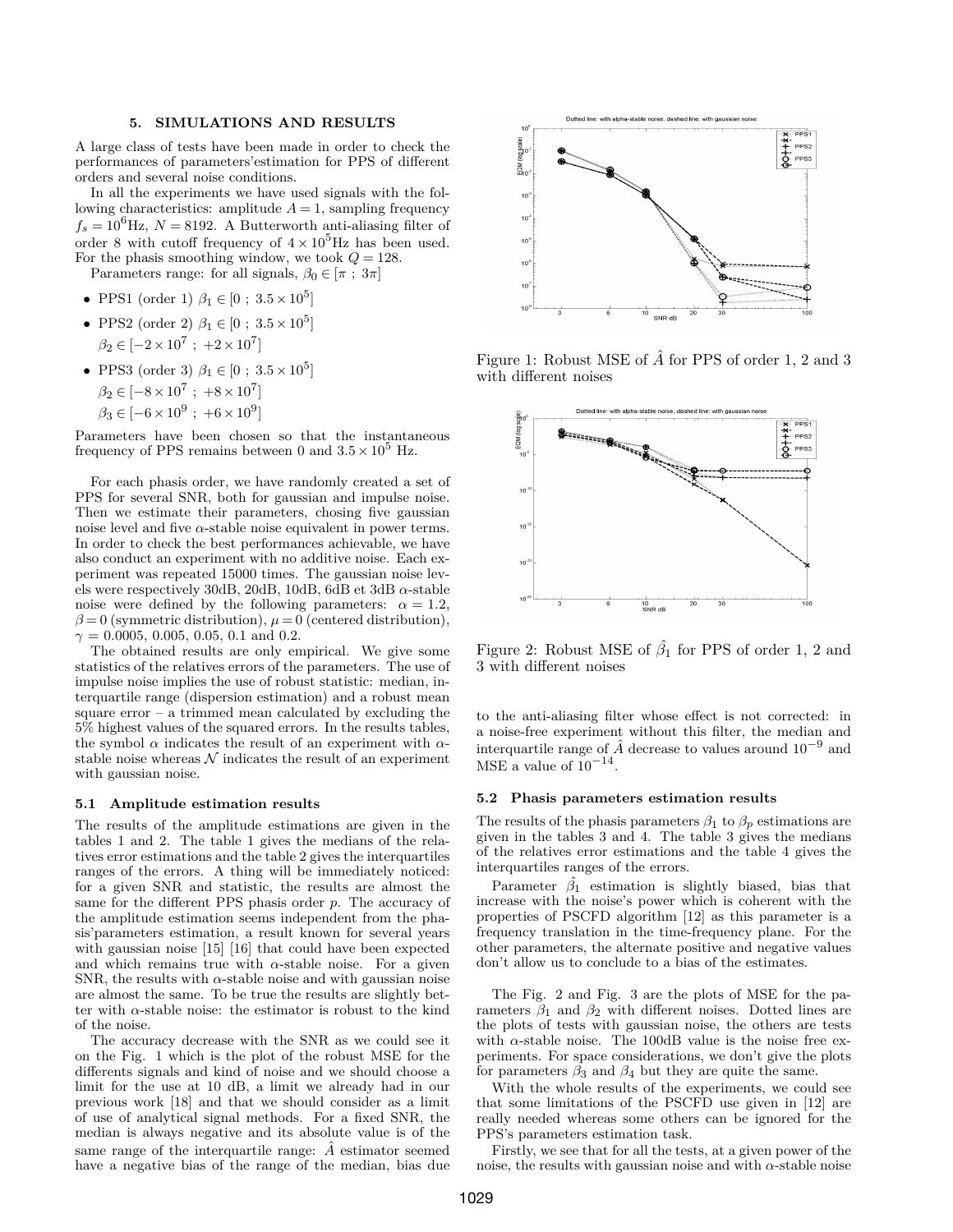## 5. SIMULATIONS AND RESULTS

A large class of tests have been made in order to check the performances of parameters'estimation for PPS of different orders and several noise conditions.

In all the experiments we have used signals with the following characteristics: amplitude $A=1$, sampling frequency $f_s = 10^6$Hz, $N = 8192$. A Butterworth anti-aliasing filter of order 8 with cutoff frequency of $4 \times 10^5$Hz has been used. For the phasis smoothing window, we took $Q = 128$.

Parameters range: for all signals, $\beta_0 \in [\pi \ ; \ 3\pi]$

- PPS1 (order 1) $\beta_1 \in [0 \ ; \ 3.5 \times 10^5]$
- PPS2 (order 2) $\beta_1 \in [0 \ ; \ 3.5 \times 10^5]$
  $\beta_2 \in [-2 \times 10^7 \ ; \ +2 \times 10^7]$
- PPS3 (order 3) $\beta_1 \in [0 \ ; \ 3.5 \times 10^5]$
  $\beta_2 \in [-8 \times 10^7 \ ; \ +8 \times 10^7]$
  $\beta_3 \in [-6 \times 10^9 \ ; \ +6 \times 10^9]$

Parameters have been chosen so that the instantaneous frequency of PPS remains between 0 and $3.5 \times 10^5$ Hz.

For each phasis order, we have randomly created a set of PPS for several SNR, both for gaussian and impulse noise. Then we estimate their parameters, chosing five gaussian noise level and five $\alpha$-stable noise equivalent in power terms. In order to check the best performances achievable, we have also conduct an experiment with no additive noise. Each experiment was repeated 15000 times. The gaussian noise levels were respectively 30dB, 20dB, 10dB, 6dB et 3dB $\alpha$-stable noise were defined by the following parameters: $\alpha = 1.2$, $\beta = 0$ (symmetric distribution), $\mu = 0$ (centered distribution), $\gamma = 0.0005$, 0.005, 0.05, 0.1 and 0.2.

The obtained results are only empirical. We give some statistics of the relatives errors of the parameters. The use of impulse noise implies the use of robust statistic: median, interquartile range (dispersion estimation) and a robust mean square error – a trimmed mean calculated by excluding the 5% highest values of the squared errors. In the results tables, the symbol $\alpha$ indicates the result of an experiment with $\alpha$-stable noise whereas $\mathcal{N}$ indicates the result of an experiment with gaussian noise.

### 5.1 Amplitude estimation results

The results of the amplitude estimations are given in the tables 1 and 2. The table 1 gives the medians of the relatives error estimations and the table 2 gives the interquartiles ranges of the errors. A thing will be immediately noticed: for a given SNR and statistic, the results are almost the same for the different PPS phasis order $p$. The accuracy of the amplitude estimation seems independent from the phasis'parameters estimation, a result known for several years with gaussian noise [15] [16] that could have been expected and which remains true with $\alpha$-stable noise. For a given SNR, the results with $\alpha$-stable noise and with gaussian noise are almost the same. To be true the results are slightly better with $\alpha$-stable noise: the estimator is robust to the kind of the noise.

The accuracy decrease with the SNR as we could see it on the Fig. 1 which is the plot of the robust MSE for the differents signals and kind of noise and we should choose a limit for the use at 10 dB, a limit we already had in our previous work [18] and that we should consider as a limit of use of analytical signal methods. For a fixed SNR, the median is always negative and its absolute value is of the same range of the interquartile range: $\hat{A}$ estimator seemed have a negative bias of the range of the median, bias due to the anti-aliasing filter whose effect is not corrected: in a noise-free experiment without this filter, the median and interquartile range of $\hat{A}$ decrease to values around $10^{-9}$ and MSE a value of $10^{-14}$.

Figure 1: Robust MSE of $\hat{A}$ for PPS of order 1, 2 and 3 with different noises

Figure 2: Robust MSE of $\hat{\beta}_1$ for PPS of order 1, 2 and 3 with different noises

### 5.2 Phasis parameters estimation results

The results of the phasis parameters $\beta_1$ to $\beta_p$ estimations are given in the tables 3 and 4. The table 3 gives the medians of the relatives error estimations and the table 4 gives the interquartiles ranges of the errors.

Parameter $\hat{\beta}_1$ estimation is slightly biased, bias that increase with the noise's power which is coherent with the properties of PSCFD algorithm [12] as this parameter is a frequency translation in the time-frequency plane. For the other parameters, the alternate positive and negative values don't allow us to conclude to a bias of the estimates.

The Fig. 2 and Fig. 3 are the plots of MSE for the parameters $\beta_1$ and $\beta_2$ with different noises. Dotted lines are the plots of tests with gaussian noise, the others are tests with $\alpha$-stable noise. The 100dB value is the noise free experiments. For space considerations, we don't give the plots for parameters $\beta_3$ and $\beta_4$ but they are quite the same.

With the whole results of the experiments, we could see that some limitations of the PSCFD use given in [12] are really needed whereas some others can be ignored for the PPS's parameters estimation task.

Firstly, we see that for all the tests, at a given power of the noise, the results with gaussian noise and with $\alpha$-stable noise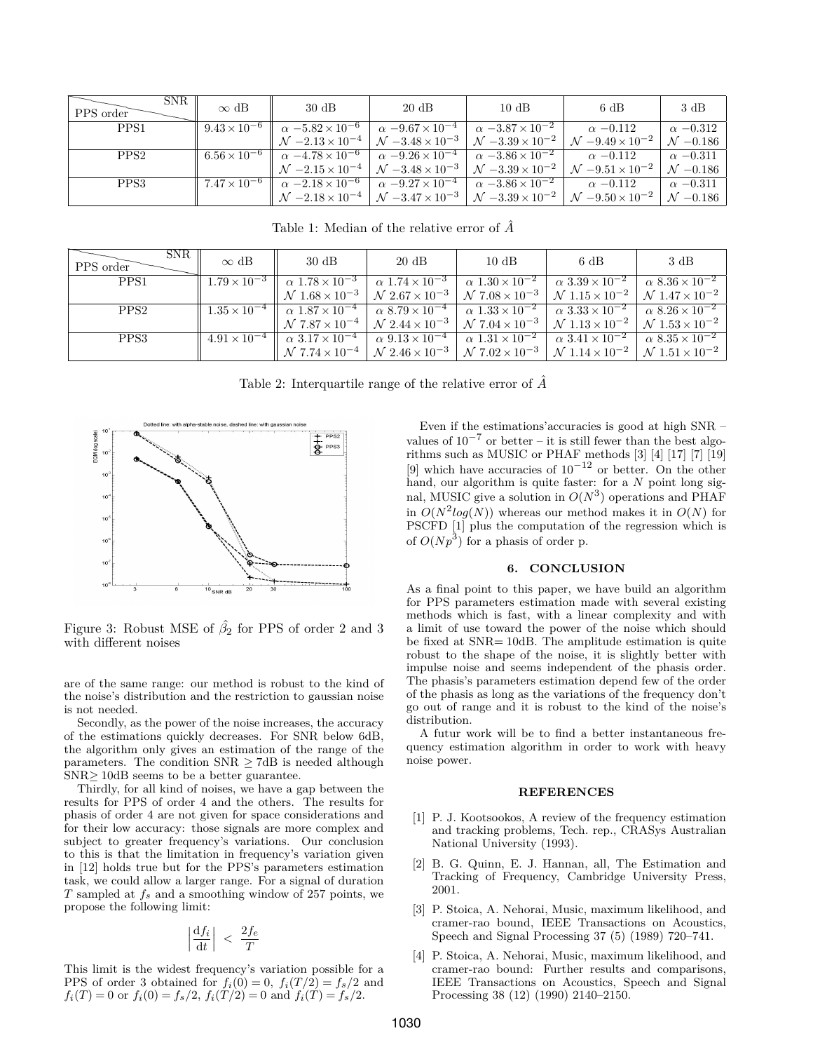| PPS order \ SNR | $\infty$ dB | 30 dB | 20 dB | 10 dB | 6 dB | 3 dB |
|---|---|---|---|---|---|---|
| PPS1 | $9.43 \times 10^{-6}$ | $\alpha\ -5.82 \times 10^{-6}$ | $\alpha\ -9.67 \times 10^{-4}$ | $\alpha\ -3.87 \times 10^{-2}$ | $\alpha\ -0.112$ | $\alpha\ -0.312$ |
| | | $\mathcal{N}\ -2.13 \times 10^{-4}$ | $\mathcal{N}\ -3.48 \times 10^{-3}$ | $\mathcal{N}\ -3.39 \times 10^{-2}$ | $\mathcal{N}\ -9.49 \times 10^{-2}$ | $\mathcal{N}\ -0.186$ |
| PPS2 | $6.56 \times 10^{-6}$ | $\alpha\ -4.78 \times 10^{-6}$ | $\alpha\ -9.26 \times 10^{-4}$ | $\alpha\ -3.86 \times 10^{-2}$ | $\alpha\ -0.112$ | $\alpha\ -0.311$ |
| | | $\mathcal{N}\ -2.15 \times 10^{-4}$ | $\mathcal{N}\ -3.48 \times 10^{-3}$ | $\mathcal{N}\ -3.39 \times 10^{-2}$ | $\mathcal{N}\ -9.51 \times 10^{-2}$ | $\mathcal{N}\ -0.186$ |
| PPS3 | $7.47 \times 10^{-6}$ | $\alpha\ -2.18 \times 10^{-6}$ | $\alpha\ -9.27 \times 10^{-4}$ | $\alpha\ -3.86 \times 10^{-2}$ | $\alpha\ -0.112$ | $\alpha\ -0.311$ |
| | | $\mathcal{N}\ -2.18 \times 10^{-4}$ | $\mathcal{N}\ -3.47 \times 10^{-3}$ | $\mathcal{N}\ -3.39 \times 10^{-2}$ | $\mathcal{N}\ -9.50 \times 10^{-2}$ | $\mathcal{N}\ -0.186$ |

Table 1: Median of the relative error of $\hat{A}$

| PPS order \ SNR | $\infty$ dB | 30 dB | 20 dB | 10 dB | 6 dB | 3 dB |
|---|---|---|---|---|---|---|
| PPS1 | $1.79 \times 10^{-3}$ | $\alpha\ 1.78 \times 10^{-3}$ | $\alpha\ 1.74 \times 10^{-3}$ | $\alpha\ 1.30 \times 10^{-2}$ | $\alpha\ 3.39 \times 10^{-2}$ | $\alpha\ 8.36 \times 10^{-2}$ |
| | | $\mathcal{N}\ 1.68 \times 10^{-3}$ | $\mathcal{N}\ 2.67 \times 10^{-3}$ | $\mathcal{N}\ 7.08 \times 10^{-3}$ | $\mathcal{N}\ 1.15 \times 10^{-2}$ | $\mathcal{N}\ 1.47 \times 10^{-2}$ |
| PPS2 | $1.35 \times 10^{-4}$ | $\alpha\ 1.87 \times 10^{-4}$ | $\alpha\ 8.79 \times 10^{-4}$ | $\alpha\ 1.33 \times 10^{-2}$ | $\alpha\ 3.33 \times 10^{-2}$ | $\alpha\ 8.26 \times 10^{-2}$ |
| | | $\mathcal{N}\ 7.87 \times 10^{-4}$ | $\mathcal{N}\ 2.44 \times 10^{-3}$ | $\mathcal{N}\ 7.04 \times 10^{-3}$ | $\mathcal{N}\ 1.13 \times 10^{-2}$ | $\mathcal{N}\ 1.53 \times 10^{-2}$ |
| PPS3 | $4.91 \times 10^{-4}$ | $\alpha\ 3.17 \times 10^{-4}$ | $\alpha\ 9.13 \times 10^{-4}$ | $\alpha\ 1.31 \times 10^{-2}$ | $\alpha\ 3.41 \times 10^{-2}$ | $\alpha\ 8.35 \times 10^{-2}$ |
| | | $\mathcal{N}\ 7.74 \times 10^{-4}$ | $\mathcal{N}\ 2.46 \times 10^{-3}$ | $\mathcal{N}\ 7.02 \times 10^{-3}$ | $\mathcal{N}\ 1.14 \times 10^{-2}$ | $\mathcal{N}\ 1.51 \times 10^{-2}$ |

Table 2: Interquartile range of the relative error of $\hat{A}$

Figure 3: Robust MSE of $\hat{\beta}_2$ for PPS of order 2 and 3 with different noises

are of the same range: our method is robust to the kind of the noise's distribution and the restriction to gaussian noise is not needed.

Secondly, as the power of the noise increases, the accuracy of the estimations quickly decreases. For SNR below 6dB, the algorithm only gives an estimation of the range of the parameters. The condition SNR $\geq$ 7dB is needed although SNR$\geq$ 10dB seems to be a better guarantee.

Thirdly, for all kind of noises, we have a gap between the results for PPS of order 4 and the others. The results for phasis of order 4 are not given for space considerations and for their low accuracy: those signals are more complex and subject to greater frequency's variations. Our conclusion to this is that the limitation in frequency's variation given in [12] holds true but for the PPS's parameters estimation task, we could allow a larger range. For a signal of duration $T$ sampled at $f_s$ and a smoothing window of 257 points, we propose the following limit:

$$\left|\frac{\mathrm{d}f_i}{\mathrm{d}t}\right| < \frac{2f_e}{T}$$

This limit is the widest frequency's variation possible for a PPS of order 3 obtained for $f_i(0) = 0,\ f_i(T/2) = f_s/2$ and $f_i(T) = 0$ or $f_i(0) = f_s/2,\ f_i(T/2) = 0$ and $f_i(T) = f_s/2$.

Even if the estimations'accuracies is good at high SNR – values of $10^{-7}$ or better – it is still fewer than the best algorithms such as MUSIC or PHAF methods [3] [4] [17] [7] [19] [9] which have accuracies of $10^{-12}$ or better. On the other hand, our algorithm is quite faster: for a $N$ point long signal, MUSIC give a solution in $O(N^3)$ operations and PHAF in $O(N^2 log(N))$ whereas our method makes it in $O(N)$ for PSCFD [1] plus the computation of the regression which is of $O(Np^3)$ for a phasis of order p.

## 6. CONCLUSION

As a final point to this paper, we have build an algorithm for PPS parameters estimation made with several existing methods which is fast, with a linear complexity and with a limit of use toward the power of the noise which should be fixed at SNR= 10dB. The amplitude estimation is quite robust to the shape of the noise, it is slightly better with impulse noise and seems independent of the phasis order. The phasis's parameters estimation depend few of the order of the phasis as long as the variations of the frequency don't go out of range and it is robust to the kind of the noise's distribution.

A futur work will be to find a better instantaneous frequency estimation algorithm in order to work with heavy noise power.

## REFERENCES

[1] P. J. Kootsookos, A review of the frequency estimation and tracking problems, Tech. rep., CRASys Australian National University (1993).

[2] B. G. Quinn, E. J. Hannan, all, The Estimation and Tracking of Frequency, Cambridge University Press, 2001.

[3] P. Stoica, A. Nehorai, Music, maximum likelihood, and cramer-rao bound, IEEE Transactions on Acoustics, Speech and Signal Processing 37 (5) (1989) 720–741.

[4] P. Stoica, A. Nehorai, Music, maximum likelihood, and cramer-rao bound: Further results and comparisons, IEEE Transactions on Acoustics, Speech and Signal Processing 38 (12) (1990) 2140–2150.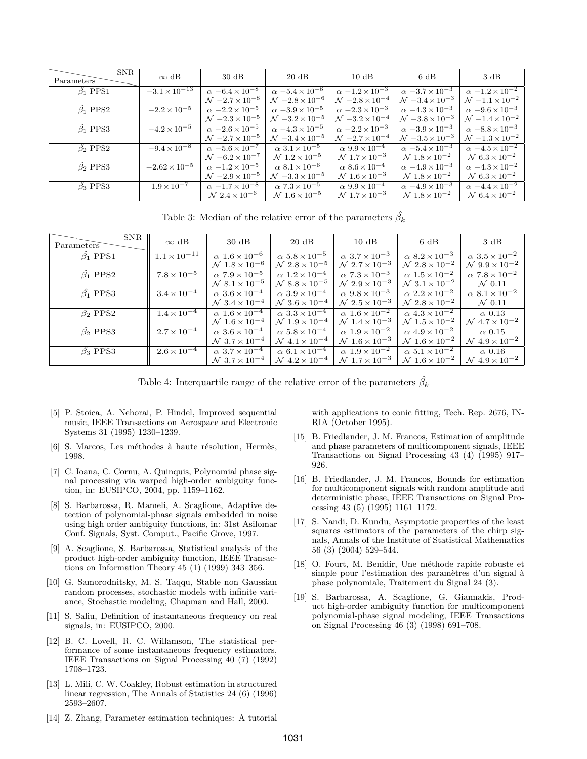| Parameters \ SNR | $\infty$ dB | 30 dB | 20 dB | 10 dB | 6 dB | 3 dB |
|---|---|---|---|---|---|---|
| $\hat{\beta}_1$ PPS1 | $-3.1\times10^{-13}$ | $\alpha$ $-6.4\times10^{-8}$ <br> $\mathcal{N}$ $-2.7\times10^{-8}$ | $\alpha$ $-5.4\times10^{-6}$ <br> $\mathcal{N}$ $-2.8\times10^{-6}$ | $\alpha$ $-1.2\times10^{-3}$ <br> $\mathcal{N}$ $-2.8\times10^{-4}$ | $\alpha$ $-3.7\times10^{-3}$ <br> $\mathcal{N}$ $-3.4\times10^{-3}$ | $\alpha$ $-1.2\times10^{-2}$ <br> $\mathcal{N}$ $-1.1\times10^{-2}$ |
| $\hat{\beta}_1$ PPS2 | $-2.2\times10^{-5}$ | $\alpha$ $-2.2\times10^{-5}$ <br> $\mathcal{N}$ $-2.3\times10^{-5}$ | $\alpha$ $-3.9\times10^{-5}$ <br> $\mathcal{N}$ $-3.2\times10^{-5}$ | $\alpha$ $-2.3\times10^{-3}$ <br> $\mathcal{N}$ $-3.2\times10^{-4}$ | $\alpha$ $-4.3\times10^{-3}$ <br> $\mathcal{N}$ $-3.8\times10^{-3}$ | $\alpha$ $-9.6\times10^{-3}$ <br> $\mathcal{N}$ $-1.4\times10^{-2}$ |
| $\hat{\beta}_1$ PPS3 | $-4.2\times10^{-5}$ | $\alpha$ $-2.6\times10^{-5}$ <br> $\mathcal{N}$ $-2.7\times10^{-5}$ | $\alpha$ $-4.3\times10^{-5}$ <br> $\mathcal{N}$ $-3.4\times10^{-5}$ | $\alpha$ $-2.2\times10^{-3}$ <br> $\mathcal{N}$ $-2.7\times10^{-4}$ | $\alpha$ $-3.9\times10^{-3}$ <br> $\mathcal{N}$ $-3.5\times10^{-3}$ | $\alpha$ $-8.8\times10^{-3}$ <br> $\mathcal{N}$ $-1.3\times10^{-2}$ |
| $\hat{\beta}_2$ PPS2 | $-9.4\times10^{-8}$ | $\alpha$ $-5.6\times10^{-7}$ <br> $\mathcal{N}$ $-6.2\times10^{-7}$ | $\alpha$ $3.1\times10^{-5}$ <br> $\mathcal{N}$ $1.2\times10^{-5}$ | $\alpha$ $9.9\times10^{-4}$ <br> $\mathcal{N}$ $1.7\times10^{-3}$ | $\alpha$ $-5.4\times10^{-3}$ <br> $\mathcal{N}$ $1.8\times10^{-2}$ | $\alpha$ $-4.5\times10^{-2}$ <br> $\mathcal{N}$ $6.3\times10^{-2}$ |
| $\hat{\beta}_2$ PPS3 | $-2.62\times10^{-5}$ | $\alpha$ $-1.2\times10^{-5}$ <br> $\mathcal{N}$ $-2.9\times10^{-5}$ | $\alpha$ $8.1\times10^{-6}$ <br> $\mathcal{N}$ $-3.3\times10^{-5}$ | $\alpha$ $8.6\times10^{-4}$ <br> $\mathcal{N}$ $1.6\times10^{-3}$ | $\alpha$ $-4.9\times10^{-3}$ <br> $\mathcal{N}$ $1.8\times10^{-2}$ | $\alpha$ $-4.3\times10^{-2}$ <br> $\mathcal{N}$ $6.3\times10^{-2}$ |
| $\hat{\beta}_3$ PPS3 | $1.9\times10^{-7}$ | $\alpha$ $-1.7\times10^{-8}$ <br> $\mathcal{N}$ $2.4\times10^{-6}$ | $\alpha$ $7.3\times10^{-5}$ <br> $\mathcal{N}$ $1.6\times10^{-5}$ | $\alpha$ $9.9\times10^{-4}$ <br> $\mathcal{N}$ $1.7\times10^{-3}$ | $\alpha$ $-4.9\times10^{-3}$ <br> $\mathcal{N}$ $1.8\times10^{-2}$ | $\alpha$ $-4.4\times10^{-2}$ <br> $\mathcal{N}$ $6.4\times10^{-2}$ |

Table 3: Median of the relative error of the parameters $\hat{\beta}_k$

| Parameters \ SNR | $\infty$ dB | 30 dB | 20 dB | 10 dB | 6 dB | 3 dB |
|---|---|---|---|---|---|---|
| $\hat{\beta}_1$ PPS1 | $1.1\times10^{-11}$ | $\alpha$ $1.6\times10^{-6}$ <br> $\mathcal{N}$ $1.8\times10^{-6}$ | $\alpha$ $5.8\times10^{-5}$ <br> $\mathcal{N}$ $2.8\times10^{-5}$ | $\alpha$ $3.7\times10^{-3}$ <br> $\mathcal{N}$ $2.7\times10^{-3}$ | $\alpha$ $8.2\times10^{-3}$ <br> $\mathcal{N}$ $2.8\times10^{-2}$ | $\alpha$ $3.5\times10^{-2}$ <br> $\mathcal{N}$ $9.9\times10^{-2}$ |
| $\hat{\beta}_1$ PPS2 | $7.8\times10^{-5}$ | $\alpha$ $7.9\times10^{-5}$ <br> $\mathcal{N}$ $8.1\times10^{-5}$ | $\alpha$ $1.2\times10^{-4}$ <br> $\mathcal{N}$ $8.8\times10^{-5}$ | $\alpha$ $7.3\times10^{-3}$ <br> $\mathcal{N}$ $2.9\times10^{-3}$ | $\alpha$ $1.5\times10^{-2}$ <br> $\mathcal{N}$ $3.1\times10^{-2}$ | $\alpha$ $7.8\times10^{-2}$ <br> $\mathcal{N}$ $0.11$ |
| $\hat{\beta}_1$ PPS3 | $3.4\times10^{-4}$ | $\alpha$ $3.6\times10^{-4}$ <br> $\mathcal{N}$ $3.4\times10^{-4}$ | $\alpha$ $3.9\times10^{-4}$ <br> $\mathcal{N}$ $3.6\times10^{-4}$ | $\alpha$ $9.8\times10^{-3}$ <br> $\mathcal{N}$ $2.5\times10^{-3}$ | $\alpha$ $2.2\times10^{-2}$ <br> $\mathcal{N}$ $2.8\times10^{-2}$ | $\alpha$ $8.1\times10^{-2}$ <br> $\mathcal{N}$ $0.11$ |
| $\hat{\beta}_2$ PPS2 | $1.4\times10^{-4}$ | $\alpha$ $1.6\times10^{-4}$ <br> $\mathcal{N}$ $1.6\times10^{-4}$ | $\alpha$ $3.3\times10^{-4}$ <br> $\mathcal{N}$ $1.9\times10^{-4}$ | $\alpha$ $1.6\times10^{-2}$ <br> $\mathcal{N}$ $1.4\times10^{-3}$ | $\alpha$ $4.3\times10^{-2}$ <br> $\mathcal{N}$ $1.5\times10^{-2}$ | $\alpha$ $0.13$ <br> $\mathcal{N}$ $4.7\times10^{-2}$ |
| $\hat{\beta}_2$ PPS3 | $2.7\times10^{-4}$ | $\alpha$ $3.6\times10^{-4}$ <br> $\mathcal{N}$ $3.7\times10^{-4}$ | $\alpha$ $5.8\times10^{-4}$ <br> $\mathcal{N}$ $4.1\times10^{-4}$ | $\alpha$ $1.9\times10^{-2}$ <br> $\mathcal{N}$ $1.6\times10^{-3}$ | $\alpha$ $4.9\times10^{-2}$ <br> $\mathcal{N}$ $1.6\times10^{-2}$ | $\alpha$ $0.15$ <br> $\mathcal{N}$ $4.9\times10^{-2}$ |
| $\hat{\beta}_3$ PPS3 | $2.6\times10^{-4}$ | $\alpha$ $3.7\times10^{-4}$ <br> $\mathcal{N}$ $3.7\times10^{-4}$ | $\alpha$ $6.1\times10^{-4}$ <br> $\mathcal{N}$ $4.2\times10^{-4}$ | $\alpha$ $1.9\times10^{-2}$ <br> $\mathcal{N}$ $1.7\times10^{-3}$ | $\alpha$ $5.1\times10^{-2}$ <br> $\mathcal{N}$ $1.6\times10^{-2}$ | $\alpha$ $0.16$ <br> $\mathcal{N}$ $4.9\times10^{-2}$ |

Table 4: Interquartile range of the relative error of the parameters $\hat{\beta}_k$

[5] P. Stoica, A. Nehorai, P. Hindel, Improved sequential music, IEEE Transactions on Aerospace and Electronic Systems 31 (1995) 1230–1239.

[6] S. Marcos, Les méthodes à haute résolution, Hermès, 1998.

[7] C. Ioana, C. Cornu, A. Quinquis, Polynomial phase signal processing via warped high-order ambiguity function, in: EUSIPCO, 2004, pp. 1159–1162.

[8] S. Barbarossa, R. Mameli, A. Scaglione, Adaptive detection of polynomial-phase signals embedded in noise using high order ambiguity functions, in: 31st Asilomar Conf. Signals, Syst. Comput., Pacific Grove, 1997.

[9] A. Scaglione, S. Barbarossa, Statistical analysis of the product high-order ambiguity function, IEEE Transactions on Information Theory 45 (1) (1999) 343–356.

[10] G. Samorodnitsky, M. S. Taqqu, Stable non Gaussian random processes, stochastic models with infinite variance, Stochastic modeling, Chapman and Hall, 2000.

[11] S. Saliu, Definition of instantaneous frequency on real signals, in: EUSIPCO, 2000.

[12] B. C. Lovell, R. C. Willamson, The statistical performance of some instantaneous frequency estimators, IEEE Transactions on Signal Processing 40 (7) (1992) 1708–1723.

[13] L. Mili, C. W. Coakley, Robust estimation in structured linear regression, The Annals of Statistics 24 (6) (1996) 2593–2607.

[14] Z. Zhang, Parameter estimation techniques: A tutorial with applications to conic fitting, Tech. Rep. 2676, INRIA (October 1995).

[15] B. Friedlander, J. M. Francos, Estimation of amplitude and phase parameters of multicomponent signals, IEEE Transactions on Signal Processing 43 (4) (1995) 917–926.

[16] B. Friedlander, J. M. Francos, Bounds for estimation for multicomponent signals with random amplitude and deterministic phase, IEEE Transactions on Signal Processing 43 (5) (1995) 1161–1172.

[17] S. Nandi, D. Kundu, Asymptotic properties of the least squares estimators of the parameters of the chirp signals, Annals of the Institute of Statistical Mathematics 56 (3) (2004) 529–544.

[18] O. Fourt, M. Benidir, Une méthode rapide robuste et simple pour l'estimation des paramètres d'un signal à phase polynomiale, Traitement du Signal 24 (3).

[19] S. Barbarossa, A. Scaglione, G. Giannakis, Product high-order ambiguity function for multicomponent polynomial-phase signal modeling, IEEE Transactions on Signal Processing 46 (3) (1998) 691–708.